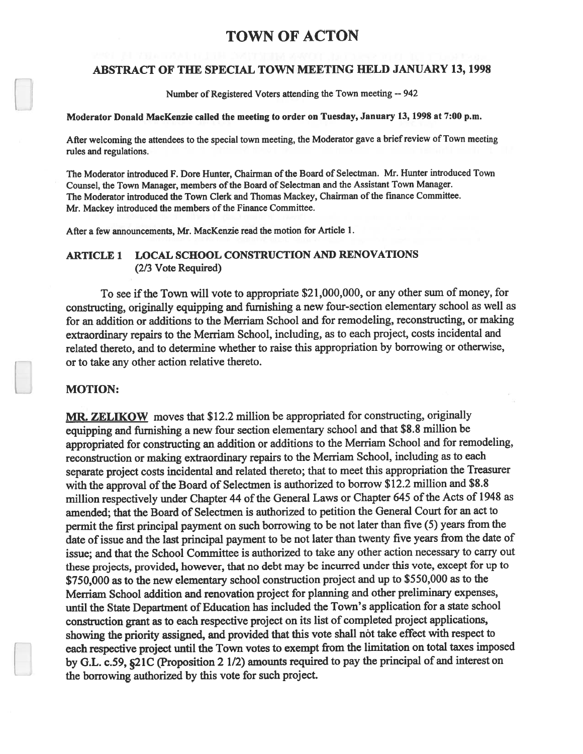# TOWN OF ACTON

## ABSTRACT OF THE SPECIAL TOWN MEETING HELD JANUARY 13, 1998

Number of Registered Voters attending the Town meeting -- 942

**Moderator Donald MacKenzie called the meeting to order on Tuesday, January 13, 1998 at 7:00 p.m.**

After welcoming the attendees to the special town meeting, the Moderator gave a brief review of Town meeting rules and regulations.

The Moderator introduced F. Dore Hunter, Chairman of the Board of Selectman. Mr. Hunter introduced Town Counsel, the Town Manager, members of the Board of Selectman and the Assistant Town Manager. The Moderator introduced the Town Clerk and Thomas Mackey, Chairman of the finance Committee. Mr. Mackey introduced the members of the Finance Committee.

After a few announcements, Mr. MacKenzie read the motion for Article 1.

### ARTICLE 1 LOCAL SCHOOL CONSTRUCTION AND RENOVATIONS (2/3 Vote Required)

To see if the Town will vote to appropriate $21,000,000, or any other sum of money, for constructing, originally equipping and furnishing a new four-section elementary school as well as for an addition or additions to the Merriam School and for remodeling, reconstructing, or making extraordinary repairs to the Merriam School, including, as to each project, costs incidental and related thereto, and to determine whether to raise this appropriation by borrowing or otherwise, or to take any other action relative thereto.

### MOTION:

**MR. ZELIKOW** moves that $12.2 million be appropriated for constructing, originally equipping and furnishing a new four section elementary school and that $8.8 million be appropriated for constructing an addition or additions to the Merriam School and for remodeling, reconstruction or making extraordinary repairs to the Merriam School, including as to each separate project costs incidental and related thereto; that to meet this appropriation the Treasurer with the approval of the Board of Selectmen is authorized to borrow $12.2 million and $8.8 million respectively under Chapter 44 of the General Laws or Chapter 645 of the Acts of 1948 as amended; that the Board of Selectmen is authorized to petition the General Court for an act to permit the first principal payment on such borrowing to be not later than five (5) years from the date of issue and the last principal payment to be not later than twenty five years from the date of issue; and that the School Committee is authorized to take any other action necessary to carry out these projects, provided, however, that no debt may be incurred under this vote, except for up to $750,000 as to the new elementary school construction project and up to $550,000 as to the Merriam School addition and renovation project for planning and other preliminary expenses, until the State Department of Education has included the Town's application for a state school construction grant as to each respective project on its list of completed project applications, showing the priority assigned, and provided that this vote shall not take effect with respect to each respective project until the Town votes to exempt from the limitation on total taxes imposed by G.L. c.59, §21C (Proposition 2 1/2) amounts required to pay the principal of and interest on the borrowing authorized by this vote for such project.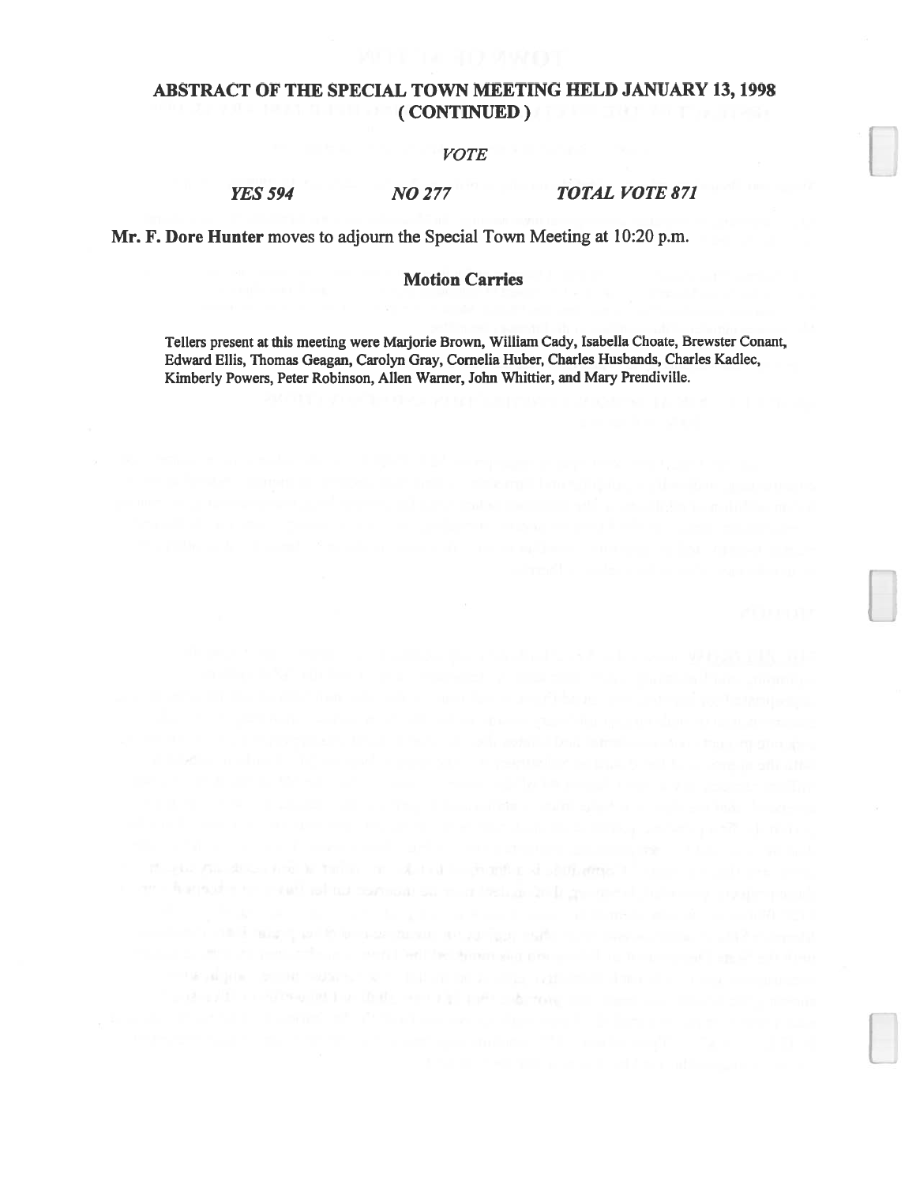## ABSTRACT OF THE SPECIAL TOWN MEETING HELD JANUARY 13, 1998 ( CONTINUED )

*VOTE*

| | | |
|---|---|---|
| *YES 594* | *NO 277* | *TOTAL VOTE 871* |

**Mr. F. Dore Hunter** moves to adjourn the Special Town Meeting at 10:20 p.m.

**Motion Carries**

Tellers present at this meeting were Marjorie Brown, William Cady, Isabella Choate, Brewster Conant, Edward Ellis, Thomas Geagan, Carolyn Gray, Cornelia Huber, Charles Husbands, Charles Kadlec, Kimberly Powers, Peter Robinson, Allen Warner, John Whittier, and Mary Prendiville.